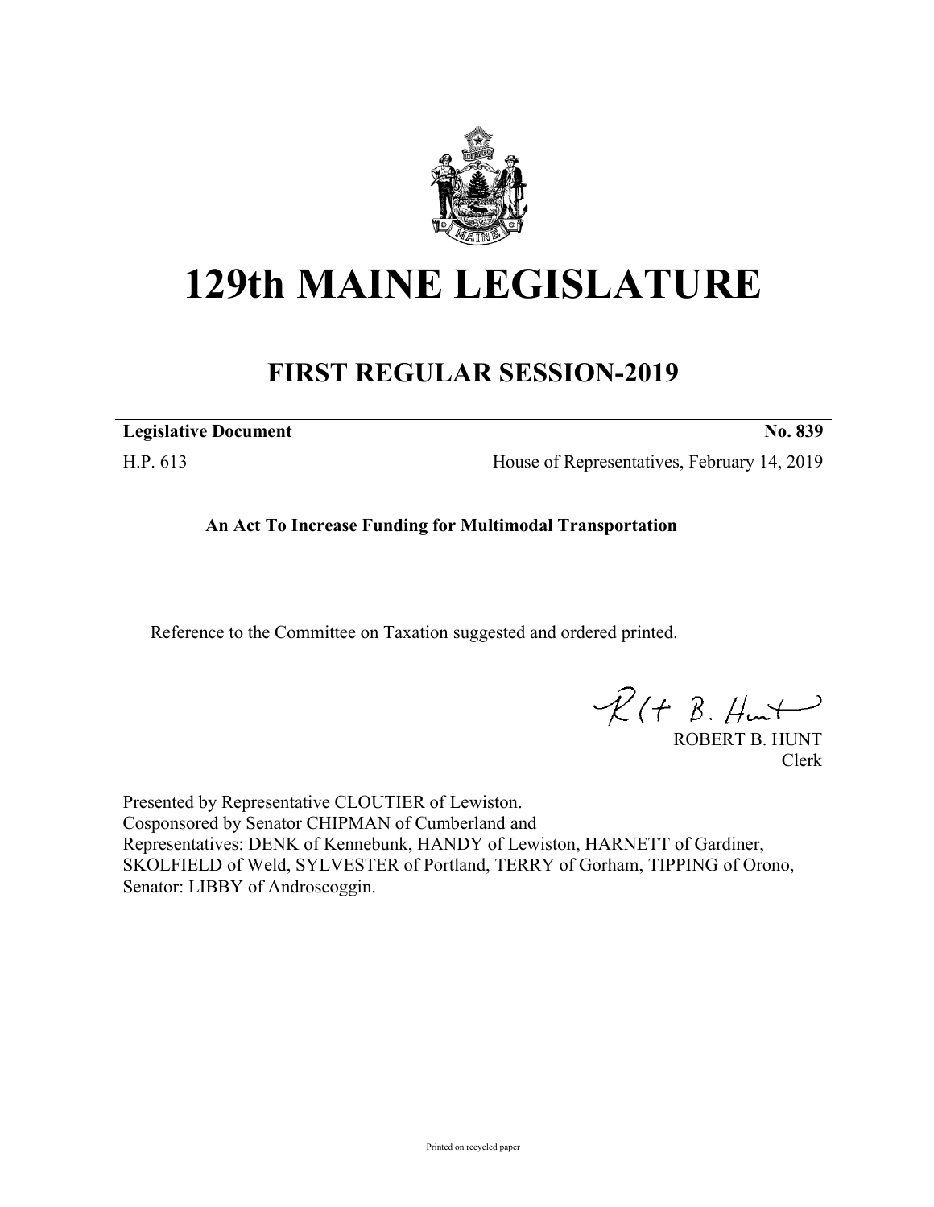# 129th MAINE LEGISLATURE

## FIRST REGULAR SESSION-2019

| **Legislative Document** | **No. 839** |
|---|---|
| H.P. 613 | House of Representatives, February 14, 2019 |

**An Act To Increase Funding for Multimodal Transportation**

Reference to the Committee on Taxation suggested and ordered printed.

ROBERT B. HUNT
Clerk

Presented by Representative CLOUTIER of Lewiston.
Cosponsored by Senator CHIPMAN of Cumberland and
Representatives: DENK of Kennebunk, HANDY of Lewiston, HARNETT of Gardiner, SKOLFIELD of Weld, SYLVESTER of Portland, TERRY of Gorham, TIPPING of Orono, Senator: LIBBY of Androscoggin.

Printed on recycled paper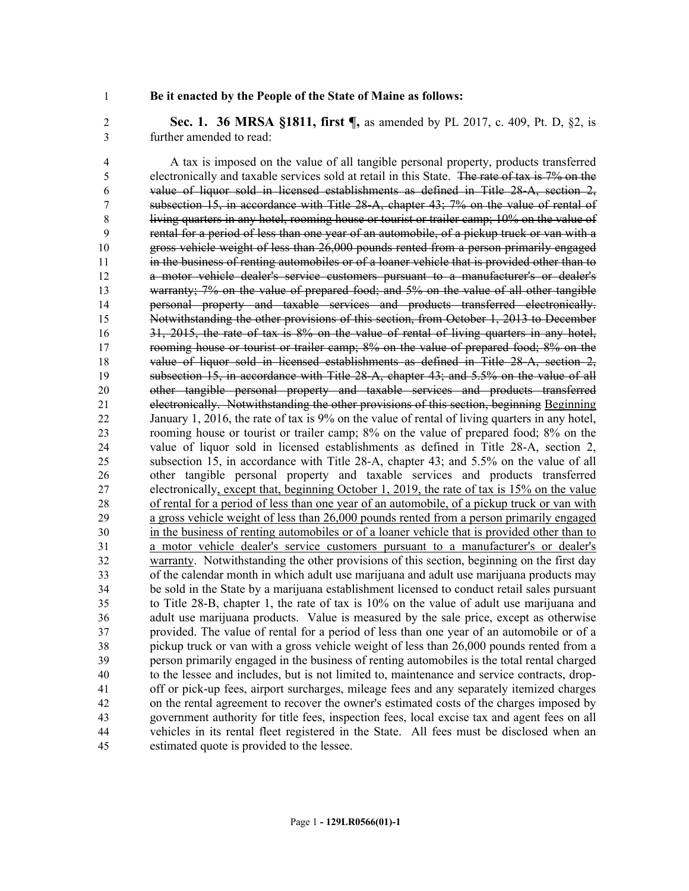**Be it enacted by the People of the State of Maine as follows:**

**Sec. 1. 36 MRSA §1811, first ¶,** as amended by PL 2017, c. 409, Pt. D, §2, is further amended to read:

A tax is imposed on the value of all tangible personal property, products transferred electronically and taxable services sold at retail in this State. ~~The rate of tax is 7% on the value of liquor sold in licensed establishments as defined in Title 28-A, section 2, subsection 15, in accordance with Title 28-A, chapter 43; 7% on the value of rental of living quarters in any hotel, rooming house or tourist or trailer camp; 10% on the value of rental for a period of less than one year of an automobile, of a pickup truck or van with a gross vehicle weight of less than 26,000 pounds rented from a person primarily engaged in the business of renting automobiles or of a loaner vehicle that is provided other than to a motor vehicle dealer's service customers pursuant to a manufacturer's or dealer's warranty; 7% on the value of prepared food; and 5% on the value of all other tangible personal property and taxable services and products transferred electronically. Notwithstanding the other provisions of this section, from October 1, 2013 to December 31, 2015, the rate of tax is 8% on the value of rental of living quarters in any hotel, rooming house or tourist or trailer camp; 8% on the value of prepared food; 8% on the value of liquor sold in licensed establishments as defined in Title 28-A, section 2, subsection 15, in accordance with Title 28-A, chapter 43; and 5.5% on the value of all other tangible personal property and taxable services and products transferred electronically. Notwithstanding the other provisions of this section, beginning~~ <u>Beginning</u> January 1, 2016, the rate of tax is 9% on the value of rental of living quarters in any hotel, rooming house or tourist or trailer camp; 8% on the value of prepared food; 8% on the value of liquor sold in licensed establishments as defined in Title 28-A, section 2, subsection 15, in accordance with Title 28-A, chapter 43; and 5.5% on the value of all other tangible personal property and taxable services and products transferred electronically<u>, except that, beginning October 1, 2019, the rate of tax is 15% on the value of rental for a period of less than one year of an automobile, of a pickup truck or van with a gross vehicle weight of less than 26,000 pounds rented from a person primarily engaged in the business of renting automobiles or of a loaner vehicle that is provided other than to a motor vehicle dealer's service customers pursuant to a manufacturer's or dealer's warranty</u>. Notwithstanding the other provisions of this section, beginning on the first day of the calendar month in which adult use marijuana and adult use marijuana products may be sold in the State by a marijuana establishment licensed to conduct retail sales pursuant to Title 28-B, chapter 1, the rate of tax is 10% on the value of adult use marijuana and adult use marijuana products. Value is measured by the sale price, except as otherwise provided. The value of rental for a period of less than one year of an automobile or of a pickup truck or van with a gross vehicle weight of less than 26,000 pounds rented from a person primarily engaged in the business of renting automobiles is the total rental charged to the lessee and includes, but is not limited to, maintenance and service contracts, drop-off or pick-up fees, airport surcharges, mileage fees and any separately itemized charges on the rental agreement to recover the owner's estimated costs of the charges imposed by government authority for title fees, inspection fees, local excise tax and agent fees on all vehicles in its rental fleet registered in the State. All fees must be disclosed when an estimated quote is provided to the lessee.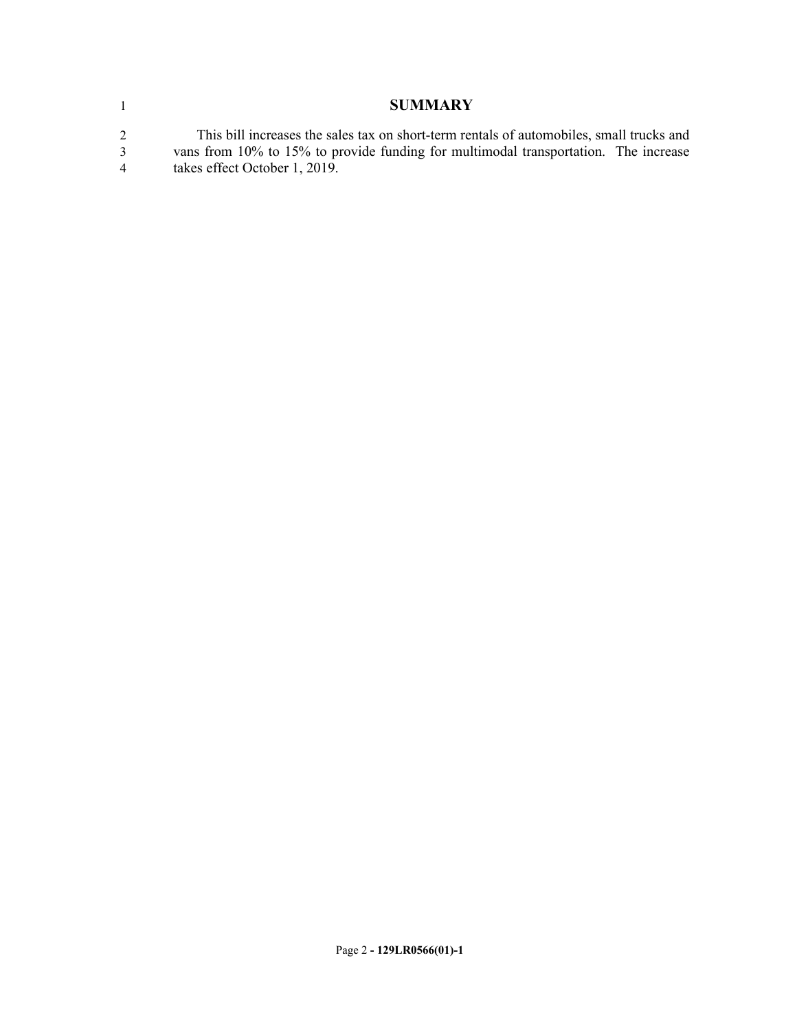## SUMMARY

This bill increases the sales tax on short-term rentals of automobiles, small trucks and vans from 10% to 15% to provide funding for multimodal transportation. The increase takes effect October 1, 2019.